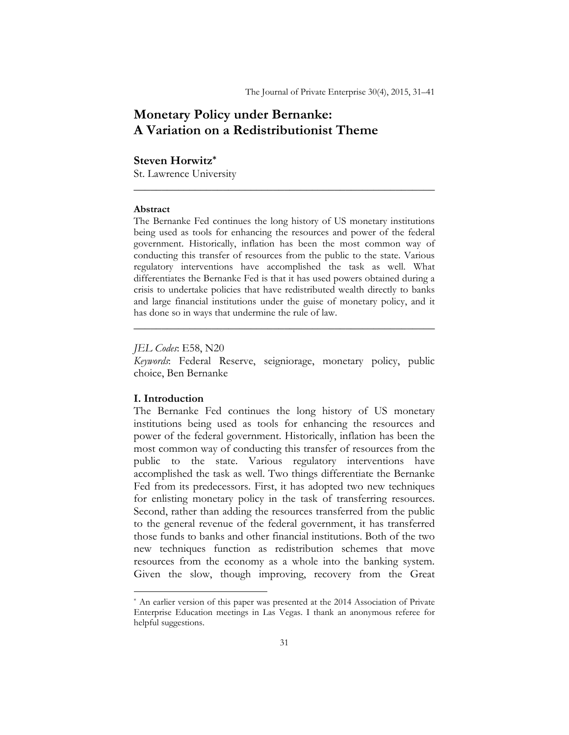# Monetary Policy under Bernanke: A Variation on a Redistributionist Theme

**Steven Horwitz**[*]
St. Lawrence University

---

**Abstract**

The Bernanke Fed continues the long history of US monetary institutions being used as tools for enhancing the resources and power of the federal government. Historically, inflation has been the most common way of conducting this transfer of resources from the public to the state. Various regulatory interventions have accomplished the task as well. What differentiates the Bernanke Fed is that it has used powers obtained during a crisis to undertake policies that have redistributed wealth directly to banks and large financial institutions under the guise of monetary policy, and it has done so in ways that undermine the rule of law.

---

*JEL Codes*: E58, N20

*Keywords*: Federal Reserve, seigniorage, monetary policy, public choice, Ben Bernanke

## I. Introduction

The Bernanke Fed continues the long history of US monetary institutions being used as tools for enhancing the resources and power of the federal government. Historically, inflation has been the most common way of conducting this transfer of resources from the public to the state. Various regulatory interventions have accomplished the task as well. Two things differentiate the Bernanke Fed from its predecessors. First, it has adopted two new techniques for enlisting monetary policy in the task of transferring resources. Second, rather than adding the resources transferred from the public to the general revenue of the federal government, it has transferred those funds to banks and other financial institutions. Both of the two new techniques function as redistribution schemes that move resources from the economy as a whole into the banking system. Given the slow, though improving, recovery from the Great

---

[*] An earlier version of this paper was presented at the 2014 Association of Private Enterprise Education meetings in Las Vegas. I thank an anonymous referee for helpful suggestions.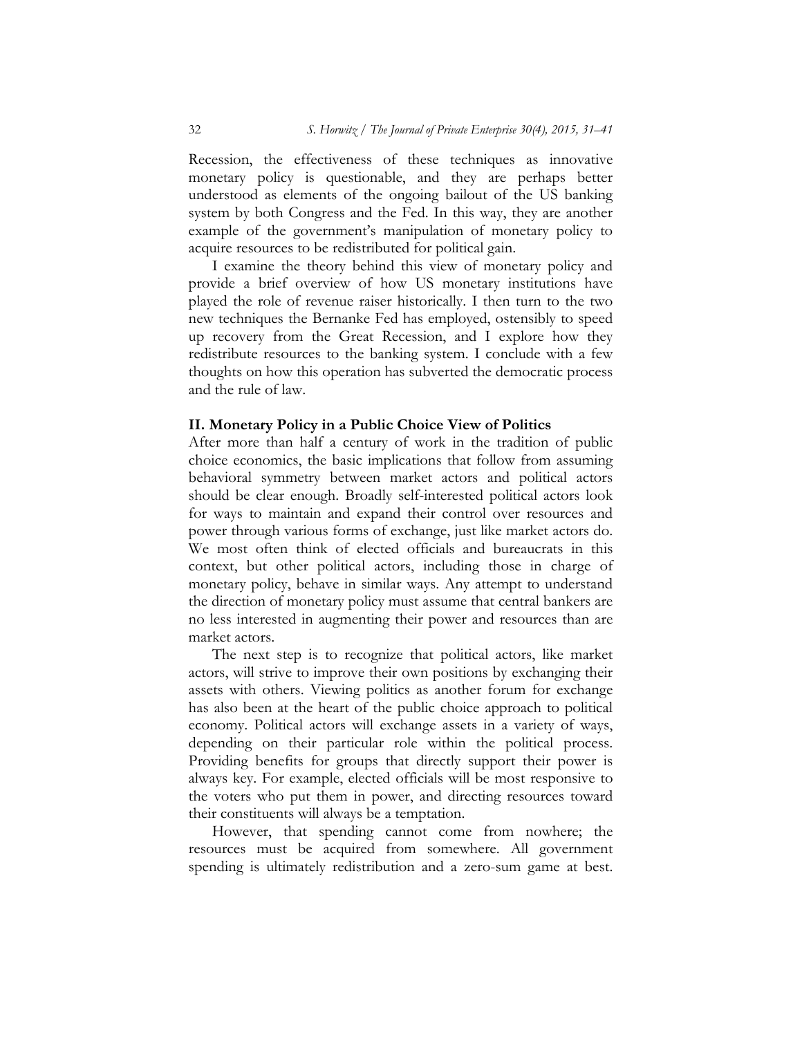Recession, the effectiveness of these techniques as innovative monetary policy is questionable, and they are perhaps better understood as elements of the ongoing bailout of the US banking system by both Congress and the Fed. In this way, they are another example of the government's manipulation of monetary policy to acquire resources to be redistributed for political gain.

I examine the theory behind this view of monetary policy and provide a brief overview of how US monetary institutions have played the role of revenue raiser historically. I then turn to the two new techniques the Bernanke Fed has employed, ostensibly to speed up recovery from the Great Recession, and I explore how they redistribute resources to the banking system. I conclude with a few thoughts on how this operation has subverted the democratic process and the rule of law.

## II. Monetary Policy in a Public Choice View of Politics

After more than half a century of work in the tradition of public choice economics, the basic implications that follow from assuming behavioral symmetry between market actors and political actors should be clear enough. Broadly self-interested political actors look for ways to maintain and expand their control over resources and power through various forms of exchange, just like market actors do. We most often think of elected officials and bureaucrats in this context, but other political actors, including those in charge of monetary policy, behave in similar ways. Any attempt to understand the direction of monetary policy must assume that central bankers are no less interested in augmenting their power and resources than are market actors.

The next step is to recognize that political actors, like market actors, will strive to improve their own positions by exchanging their assets with others. Viewing politics as another forum for exchange has also been at the heart of the public choice approach to political economy. Political actors will exchange assets in a variety of ways, depending on their particular role within the political process. Providing benefits for groups that directly support their power is always key. For example, elected officials will be most responsive to the voters who put them in power, and directing resources toward their constituents will always be a temptation.

However, that spending cannot come from nowhere; the resources must be acquired from somewhere. All government spending is ultimately redistribution and a zero-sum game at best.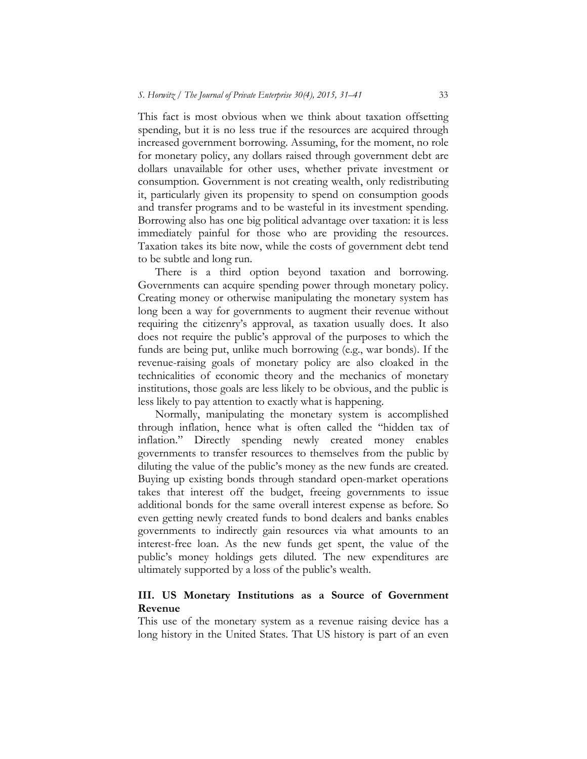This fact is most obvious when we think about taxation offsetting spending, but it is no less true if the resources are acquired through increased government borrowing. Assuming, for the moment, no role for monetary policy, any dollars raised through government debt are dollars unavailable for other uses, whether private investment or consumption. Government is not creating wealth, only redistributing it, particularly given its propensity to spend on consumption goods and transfer programs and to be wasteful in its investment spending. Borrowing also has one big political advantage over taxation: it is less immediately painful for those who are providing the resources. Taxation takes its bite now, while the costs of government debt tend to be subtle and long run.

There is a third option beyond taxation and borrowing. Governments can acquire spending power through monetary policy. Creating money or otherwise manipulating the monetary system has long been a way for governments to augment their revenue without requiring the citizenry's approval, as taxation usually does. It also does not require the public's approval of the purposes to which the funds are being put, unlike much borrowing (e.g., war bonds). If the revenue-raising goals of monetary policy are also cloaked in the technicalities of economic theory and the mechanics of monetary institutions, those goals are less likely to be obvious, and the public is less likely to pay attention to exactly what is happening.

Normally, manipulating the monetary system is accomplished through inflation, hence what is often called the "hidden tax of inflation." Directly spending newly created money enables governments to transfer resources to themselves from the public by diluting the value of the public's money as the new funds are created. Buying up existing bonds through standard open-market operations takes that interest off the budget, freeing governments to issue additional bonds for the same overall interest expense as before. So even getting newly created funds to bond dealers and banks enables governments to indirectly gain resources via what amounts to an interest-free loan. As the new funds get spent, the value of the public's money holdings gets diluted. The new expenditures are ultimately supported by a loss of the public's wealth.

## III. US Monetary Institutions as a Source of Government Revenue

This use of the monetary system as a revenue raising device has a long history in the United States. That US history is part of an even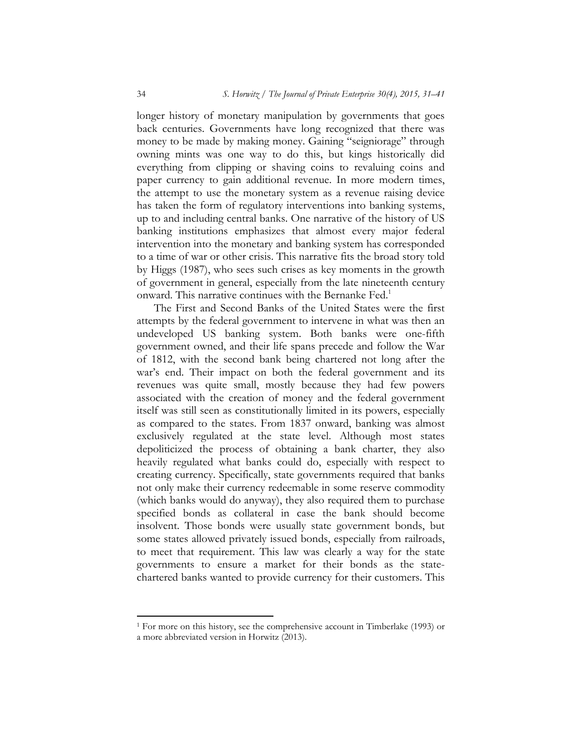longer history of monetary manipulation by governments that goes back centuries. Governments have long recognized that there was money to be made by making money. Gaining "seigniorage" through owning mints was one way to do this, but kings historically did everything from clipping or shaving coins to revaluing coins and paper currency to gain additional revenue. In more modern times, the attempt to use the monetary system as a revenue raising device has taken the form of regulatory interventions into banking systems, up to and including central banks. One narrative of the history of US banking institutions emphasizes that almost every major federal intervention into the monetary and banking system has corresponded to a time of war or other crisis. This narrative fits the broad story told by Higgs (1987), who sees such crises as key moments in the growth of government in general, especially from the late nineteenth century onward. This narrative continues with the Bernanke Fed.[1]

The First and Second Banks of the United States were the first attempts by the federal government to intervene in what was then an undeveloped US banking system. Both banks were one-fifth government owned, and their life spans precede and follow the War of 1812, with the second bank being chartered not long after the war's end. Their impact on both the federal government and its revenues was quite small, mostly because they had few powers associated with the creation of money and the federal government itself was still seen as constitutionally limited in its powers, especially as compared to the states. From 1837 onward, banking was almost exclusively regulated at the state level. Although most states depoliticized the process of obtaining a bank charter, they also heavily regulated what banks could do, especially with respect to creating currency. Specifically, state governments required that banks not only make their currency redeemable in some reserve commodity (which banks would do anyway), they also required them to purchase specified bonds as collateral in case the bank should become insolvent. Those bonds were usually state government bonds, but some states allowed privately issued bonds, especially from railroads, to meet that requirement. This law was clearly a way for the state governments to ensure a market for their bonds as the state-chartered banks wanted to provide currency for their customers. This

[1] For more on this history, see the comprehensive account in Timberlake (1993) or a more abbreviated version in Horwitz (2013).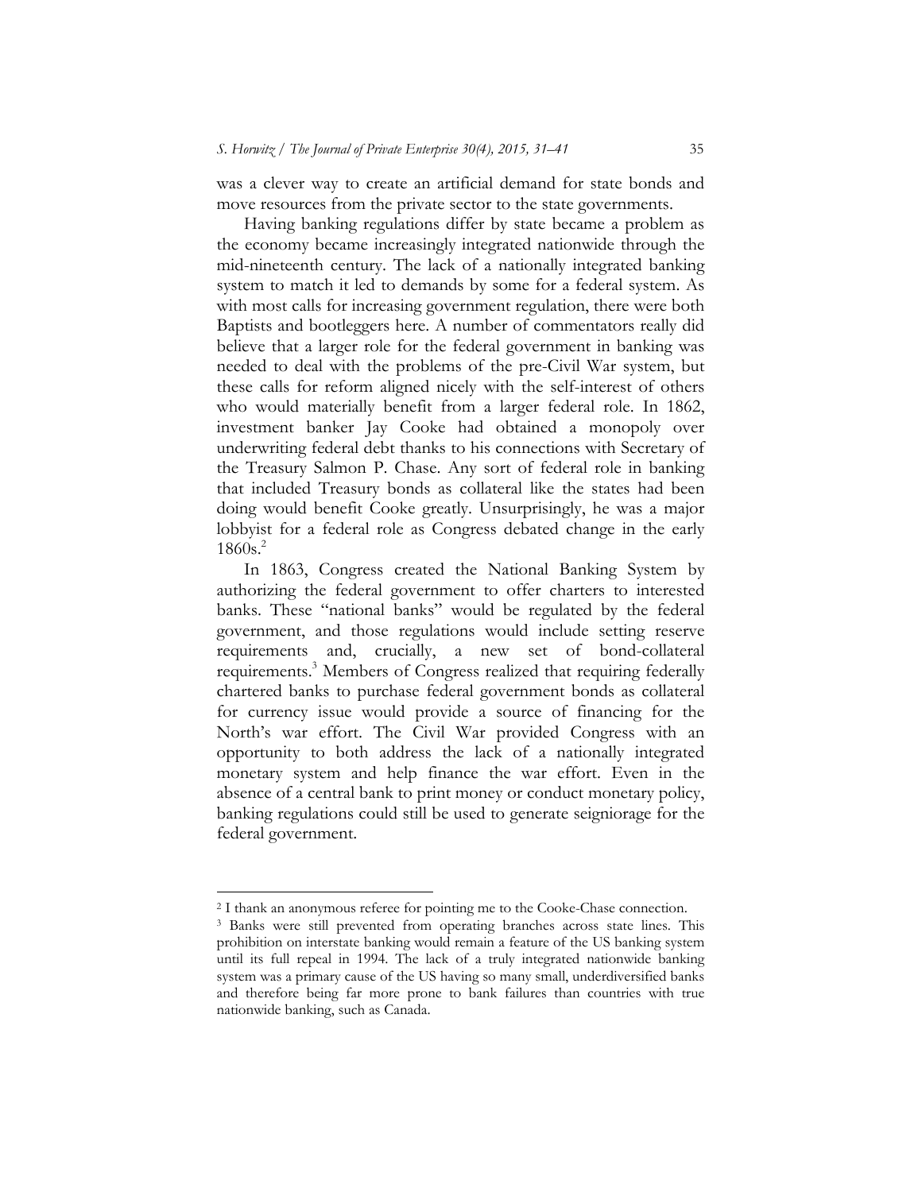was a clever way to create an artificial demand for state bonds and move resources from the private sector to the state governments.

Having banking regulations differ by state became a problem as the economy became increasingly integrated nationwide through the mid-nineteenth century. The lack of a nationally integrated banking system to match it led to demands by some for a federal system. As with most calls for increasing government regulation, there were both Baptists and bootleggers here. A number of commentators really did believe that a larger role for the federal government in banking was needed to deal with the problems of the pre-Civil War system, but these calls for reform aligned nicely with the self-interest of others who would materially benefit from a larger federal role. In 1862, investment banker Jay Cooke had obtained a monopoly over underwriting federal debt thanks to his connections with Secretary of the Treasury Salmon P. Chase. Any sort of federal role in banking that included Treasury bonds as collateral like the states had been doing would benefit Cooke greatly. Unsurprisingly, he was a major lobbyist for a federal role as Congress debated change in the early 1860s.[2]

In 1863, Congress created the National Banking System by authorizing the federal government to offer charters to interested banks. These "national banks" would be regulated by the federal government, and those regulations would include setting reserve requirements and, crucially, a new set of bond-collateral requirements.[3] Members of Congress realized that requiring federally chartered banks to purchase federal government bonds as collateral for currency issue would provide a source of financing for the North's war effort. The Civil War provided Congress with an opportunity to both address the lack of a nationally integrated monetary system and help finance the war effort. Even in the absence of a central bank to print money or conduct monetary policy, banking regulations could still be used to generate seigniorage for the federal government.

---

[2] I thank an anonymous referee for pointing me to the Cooke-Chase connection.

[3] Banks were still prevented from operating branches across state lines. This prohibition on interstate banking would remain a feature of the US banking system until its full repeal in 1994. The lack of a truly integrated nationwide banking system was a primary cause of the US having so many small, underdiversified banks and therefore being far more prone to bank failures than countries with true nationwide banking, such as Canada.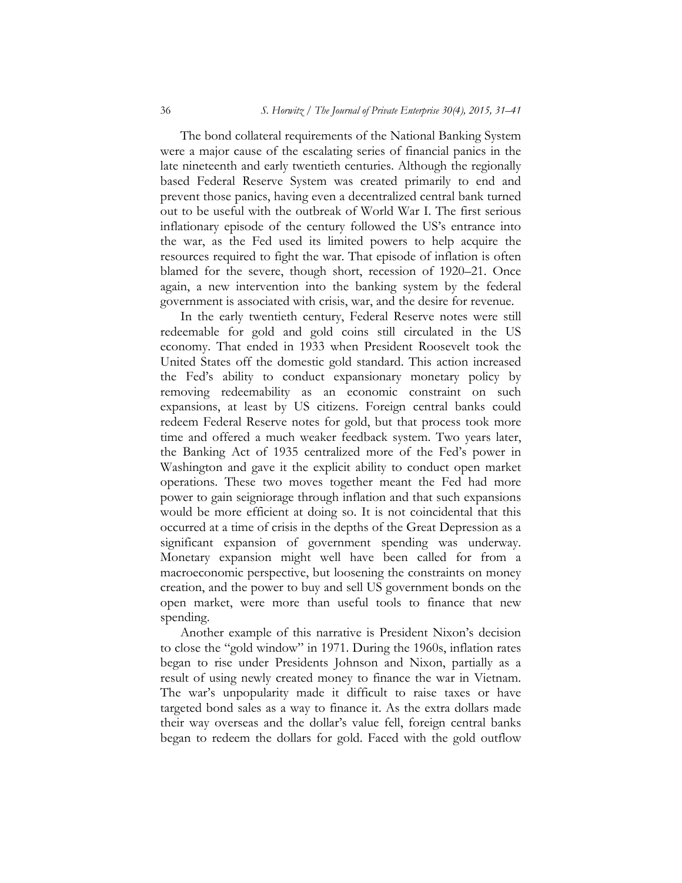The bond collateral requirements of the National Banking System were a major cause of the escalating series of financial panics in the late nineteenth and early twentieth centuries. Although the regionally based Federal Reserve System was created primarily to end and prevent those panics, having even a decentralized central bank turned out to be useful with the outbreak of World War I. The first serious inflationary episode of the century followed the US's entrance into the war, as the Fed used its limited powers to help acquire the resources required to fight the war. That episode of inflation is often blamed for the severe, though short, recession of 1920–21. Once again, a new intervention into the banking system by the federal government is associated with crisis, war, and the desire for revenue.

In the early twentieth century, Federal Reserve notes were still redeemable for gold and gold coins still circulated in the US economy. That ended in 1933 when President Roosevelt took the United States off the domestic gold standard. This action increased the Fed's ability to conduct expansionary monetary policy by removing redeemability as an economic constraint on such expansions, at least by US citizens. Foreign central banks could redeem Federal Reserve notes for gold, but that process took more time and offered a much weaker feedback system. Two years later, the Banking Act of 1935 centralized more of the Fed's power in Washington and gave it the explicit ability to conduct open market operations. These two moves together meant the Fed had more power to gain seigniorage through inflation and that such expansions would be more efficient at doing so. It is not coincidental that this occurred at a time of crisis in the depths of the Great Depression as a significant expansion of government spending was underway. Monetary expansion might well have been called for from a macroeconomic perspective, but loosening the constraints on money creation, and the power to buy and sell US government bonds on the open market, were more than useful tools to finance that new spending.

Another example of this narrative is President Nixon's decision to close the "gold window" in 1971. During the 1960s, inflation rates began to rise under Presidents Johnson and Nixon, partially as a result of using newly created money to finance the war in Vietnam. The war's unpopularity made it difficult to raise taxes or have targeted bond sales as a way to finance it. As the extra dollars made their way overseas and the dollar's value fell, foreign central banks began to redeem the dollars for gold. Faced with the gold outflow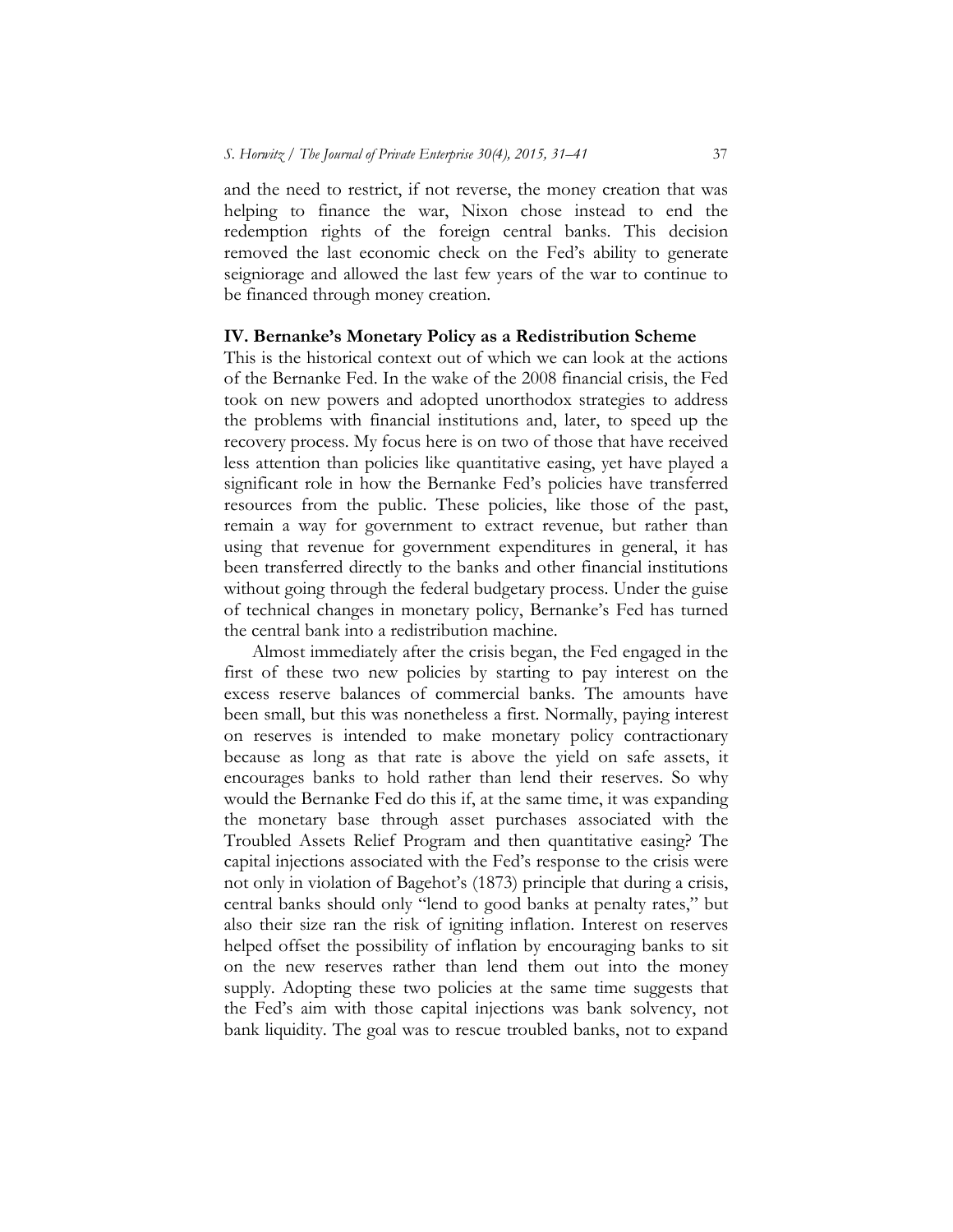and the need to restrict, if not reverse, the money creation that was helping to finance the war, Nixon chose instead to end the redemption rights of the foreign central banks. This decision removed the last economic check on the Fed's ability to generate seigniorage and allowed the last few years of the war to continue to be financed through money creation.

## IV. Bernanke's Monetary Policy as a Redistribution Scheme

This is the historical context out of which we can look at the actions of the Bernanke Fed. In the wake of the 2008 financial crisis, the Fed took on new powers and adopted unorthodox strategies to address the problems with financial institutions and, later, to speed up the recovery process. My focus here is on two of those that have received less attention than policies like quantitative easing, yet have played a significant role in how the Bernanke Fed's policies have transferred resources from the public. These policies, like those of the past, remain a way for government to extract revenue, but rather than using that revenue for government expenditures in general, it has been transferred directly to the banks and other financial institutions without going through the federal budgetary process. Under the guise of technical changes in monetary policy, Bernanke's Fed has turned the central bank into a redistribution machine.

Almost immediately after the crisis began, the Fed engaged in the first of these two new policies by starting to pay interest on the excess reserve balances of commercial banks. The amounts have been small, but this was nonetheless a first. Normally, paying interest on reserves is intended to make monetary policy contractionary because as long as that rate is above the yield on safe assets, it encourages banks to hold rather than lend their reserves. So why would the Bernanke Fed do this if, at the same time, it was expanding the monetary base through asset purchases associated with the Troubled Assets Relief Program and then quantitative easing? The capital injections associated with the Fed's response to the crisis were not only in violation of Bagehot's (1873) principle that during a crisis, central banks should only "lend to good banks at penalty rates," but also their size ran the risk of igniting inflation. Interest on reserves helped offset the possibility of inflation by encouraging banks to sit on the new reserves rather than lend them out into the money supply. Adopting these two policies at the same time suggests that the Fed's aim with those capital injections was bank solvency, not bank liquidity. The goal was to rescue troubled banks, not to expand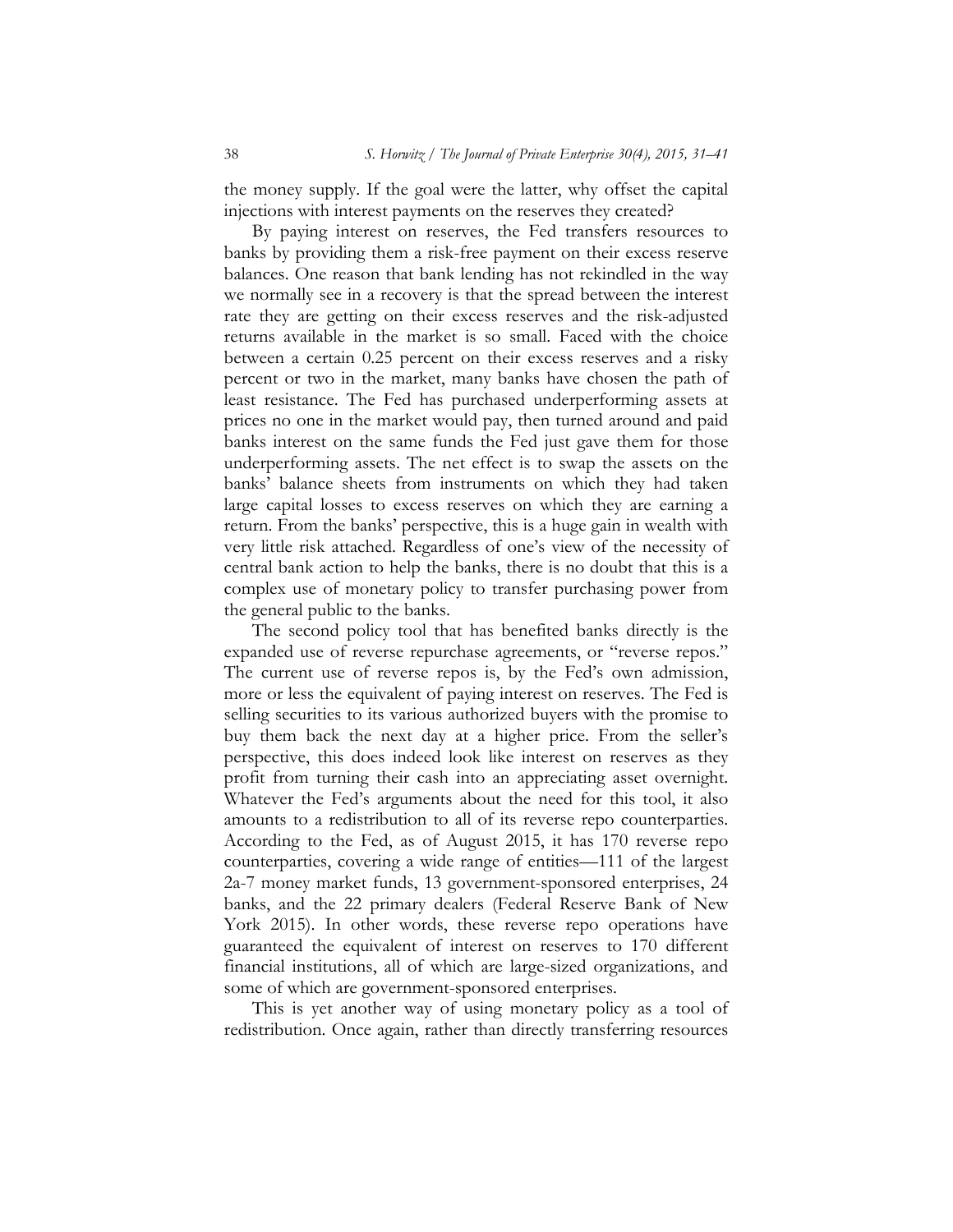the money supply. If the goal were the latter, why offset the capital injections with interest payments on the reserves they created?

By paying interest on reserves, the Fed transfers resources to banks by providing them a risk-free payment on their excess reserve balances. One reason that bank lending has not rekindled in the way we normally see in a recovery is that the spread between the interest rate they are getting on their excess reserves and the risk-adjusted returns available in the market is so small. Faced with the choice between a certain 0.25 percent on their excess reserves and a risky percent or two in the market, many banks have chosen the path of least resistance. The Fed has purchased underperforming assets at prices no one in the market would pay, then turned around and paid banks interest on the same funds the Fed just gave them for those underperforming assets. The net effect is to swap the assets on the banks' balance sheets from instruments on which they had taken large capital losses to excess reserves on which they are earning a return. From the banks' perspective, this is a huge gain in wealth with very little risk attached. Regardless of one's view of the necessity of central bank action to help the banks, there is no doubt that this is a complex use of monetary policy to transfer purchasing power from the general public to the banks.

The second policy tool that has benefited banks directly is the expanded use of reverse repurchase agreements, or "reverse repos." The current use of reverse repos is, by the Fed's own admission, more or less the equivalent of paying interest on reserves. The Fed is selling securities to its various authorized buyers with the promise to buy them back the next day at a higher price. From the seller's perspective, this does indeed look like interest on reserves as they profit from turning their cash into an appreciating asset overnight. Whatever the Fed's arguments about the need for this tool, it also amounts to a redistribution to all of its reverse repo counterparties. According to the Fed, as of August 2015, it has 170 reverse repo counterparties, covering a wide range of entities—111 of the largest 2a-7 money market funds, 13 government-sponsored enterprises, 24 banks, and the 22 primary dealers (Federal Reserve Bank of New York 2015). In other words, these reverse repo operations have guaranteed the equivalent of interest on reserves to 170 different financial institutions, all of which are large-sized organizations, and some of which are government-sponsored enterprises.

This is yet another way of using monetary policy as a tool of redistribution. Once again, rather than directly transferring resources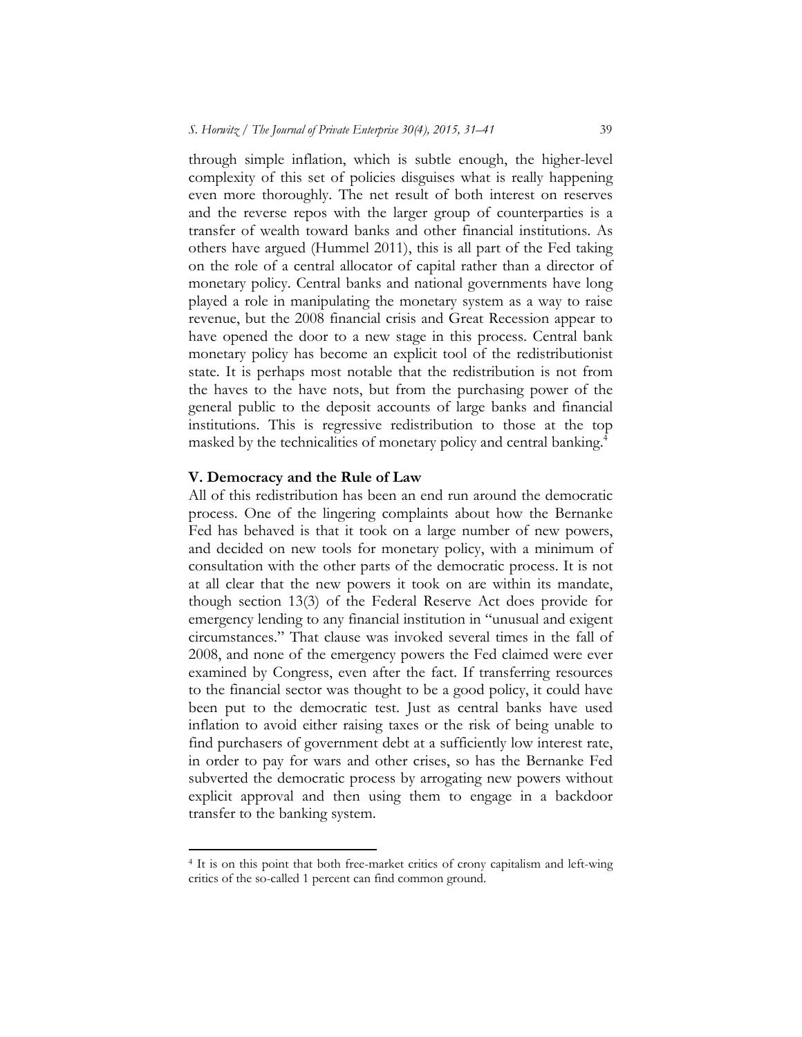through simple inflation, which is subtle enough, the higher-level complexity of this set of policies disguises what is really happening even more thoroughly. The net result of both interest on reserves and the reverse repos with the larger group of counterparties is a transfer of wealth toward banks and other financial institutions. As others have argued (Hummel 2011), this is all part of the Fed taking on the role of a central allocator of capital rather than a director of monetary policy. Central banks and national governments have long played a role in manipulating the monetary system as a way to raise revenue, but the 2008 financial crisis and Great Recession appear to have opened the door to a new stage in this process. Central bank monetary policy has become an explicit tool of the redistributionist state. It is perhaps most notable that the redistribution is not from the haves to the have nots, but from the purchasing power of the general public to the deposit accounts of large banks and financial institutions. This is regressive redistribution to those at the top masked by the technicalities of monetary policy and central banking.[4]

## V. Democracy and the Rule of Law

All of this redistribution has been an end run around the democratic process. One of the lingering complaints about how the Bernanke Fed has behaved is that it took on a large number of new powers, and decided on new tools for monetary policy, with a minimum of consultation with the other parts of the democratic process. It is not at all clear that the new powers it took on are within its mandate, though section 13(3) of the Federal Reserve Act does provide for emergency lending to any financial institution in "unusual and exigent circumstances." That clause was invoked several times in the fall of 2008, and none of the emergency powers the Fed claimed were ever examined by Congress, even after the fact. If transferring resources to the financial sector was thought to be a good policy, it could have been put to the democratic test. Just as central banks have used inflation to avoid either raising taxes or the risk of being unable to find purchasers of government debt at a sufficiently low interest rate, in order to pay for wars and other crises, so has the Bernanke Fed subverted the democratic process by arrogating new powers without explicit approval and then using them to engage in a backdoor transfer to the banking system.

---

[4] It is on this point that both free-market critics of crony capitalism and left-wing critics of the so-called 1 percent can find common ground.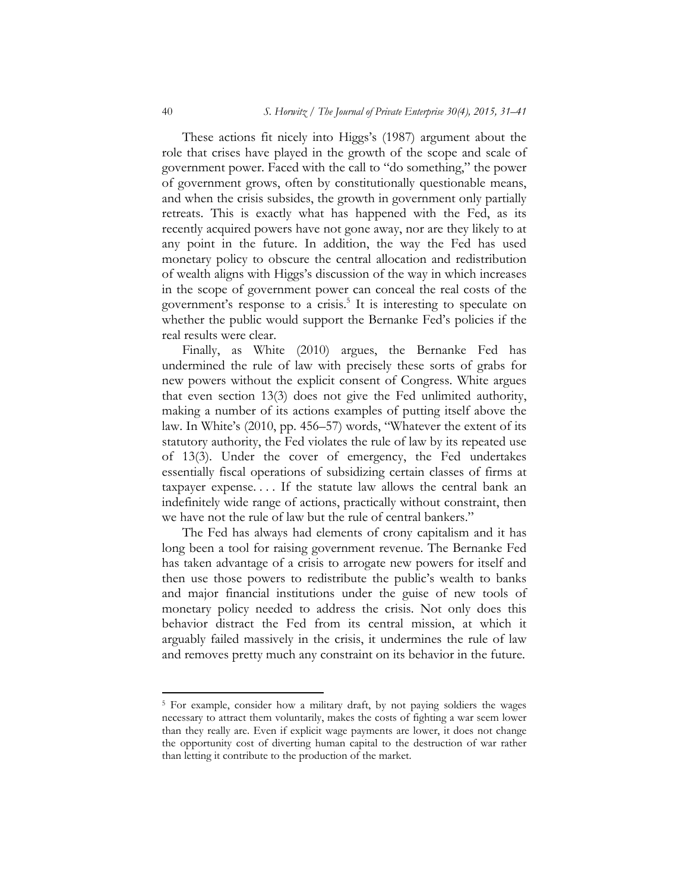These actions fit nicely into Higgs's (1987) argument about the role that crises have played in the growth of the scope and scale of government power. Faced with the call to "do something," the power of government grows, often by constitutionally questionable means, and when the crisis subsides, the growth in government only partially retreats. This is exactly what has happened with the Fed, as its recently acquired powers have not gone away, nor are they likely to at any point in the future. In addition, the way the Fed has used monetary policy to obscure the central allocation and redistribution of wealth aligns with Higgs's discussion of the way in which increases in the scope of government power can conceal the real costs of the government's response to a crisis.[5] It is interesting to speculate on whether the public would support the Bernanke Fed's policies if the real results were clear.

Finally, as White (2010) argues, the Bernanke Fed has undermined the rule of law with precisely these sorts of grabs for new powers without the explicit consent of Congress. White argues that even section 13(3) does not give the Fed unlimited authority, making a number of its actions examples of putting itself above the law. In White's (2010, pp. 456–57) words, "Whatever the extent of its statutory authority, the Fed violates the rule of law by its repeated use of 13(3). Under the cover of emergency, the Fed undertakes essentially fiscal operations of subsidizing certain classes of firms at taxpayer expense. . . . If the statute law allows the central bank an indefinitely wide range of actions, practically without constraint, then we have not the rule of law but the rule of central bankers."

The Fed has always had elements of crony capitalism and it has long been a tool for raising government revenue. The Bernanke Fed has taken advantage of a crisis to arrogate new powers for itself and then use those powers to redistribute the public's wealth to banks and major financial institutions under the guise of new tools of monetary policy needed to address the crisis. Not only does this behavior distract the Fed from its central mission, at which it arguably failed massively in the crisis, it undermines the rule of law and removes pretty much any constraint on its behavior in the future.

[5] For example, consider how a military draft, by not paying soldiers the wages necessary to attract them voluntarily, makes the costs of fighting a war seem lower than they really are. Even if explicit wage payments are lower, it does not change the opportunity cost of diverting human capital to the destruction of war rather than letting it contribute to the production of the market.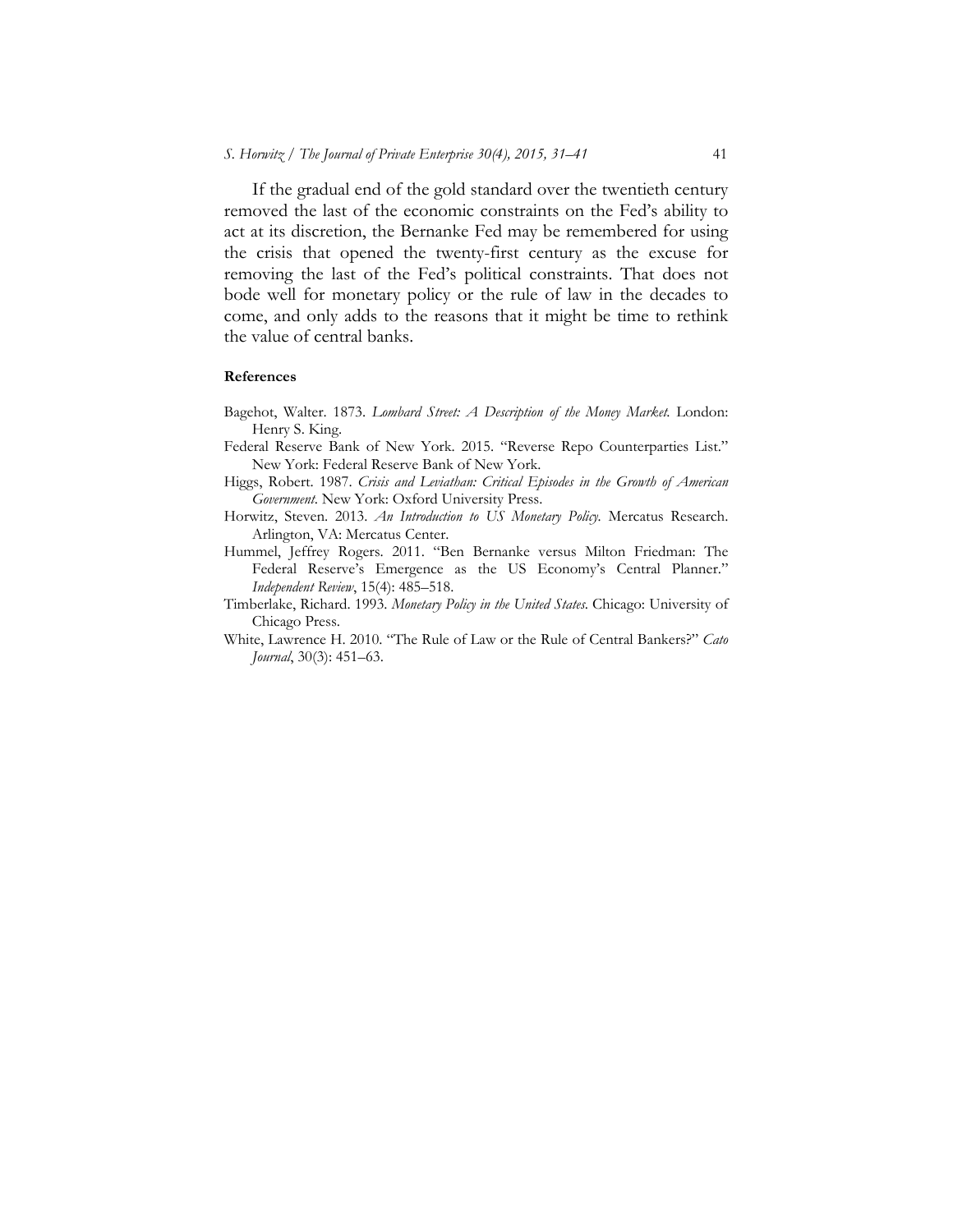If the gradual end of the gold standard over the twentieth century removed the last of the economic constraints on the Fed's ability to act at its discretion, the Bernanke Fed may be remembered for using the crisis that opened the twenty-first century as the excuse for removing the last of the Fed's political constraints. That does not bode well for monetary policy or the rule of law in the decades to come, and only adds to the reasons that it might be time to rethink the value of central banks.

**References**

Bagehot, Walter. 1873. *Lombard Street: A Description of the Money Market.* London: Henry S. King.

Federal Reserve Bank of New York. 2015. "Reverse Repo Counterparties List." New York: Federal Reserve Bank of New York.

Higgs, Robert. 1987. *Crisis and Leviathan: Critical Episodes in the Growth of American Government.* New York: Oxford University Press.

Horwitz, Steven. 2013. *An Introduction to US Monetary Policy.* Mercatus Research. Arlington, VA: Mercatus Center.

Hummel, Jeffrey Rogers. 2011. "Ben Bernanke versus Milton Friedman: The Federal Reserve's Emergence as the US Economy's Central Planner." *Independent Review*, 15(4): 485–518.

Timberlake, Richard. 1993. *Monetary Policy in the United States.* Chicago: University of Chicago Press.

White, Lawrence H. 2010. "The Rule of Law or the Rule of Central Bankers?" *Cato Journal*, 30(3): 451–63.